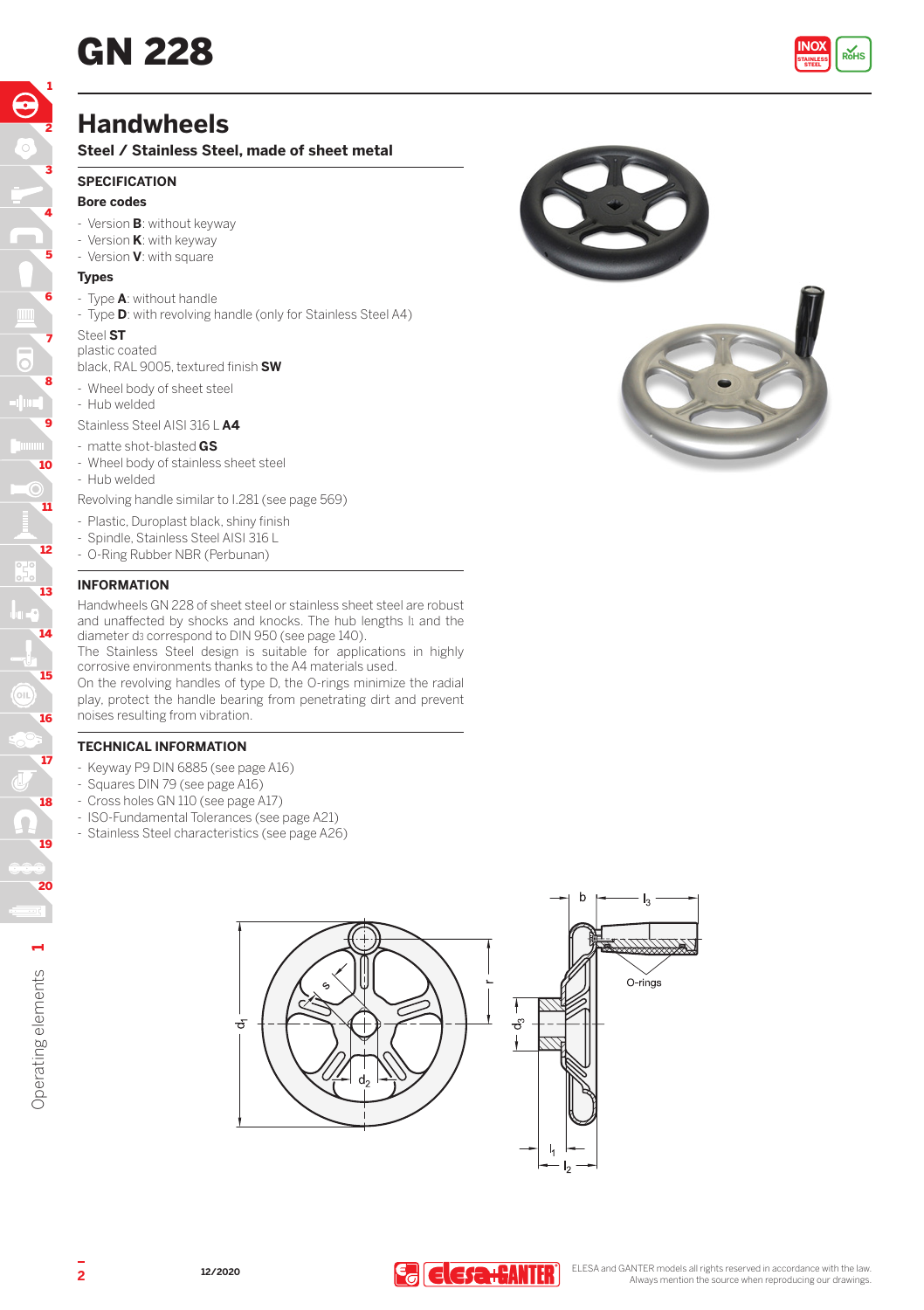# GN 228

## Handwheels

### Steel / Stainless Steel, made of sheet metal

#### SPECIFICATION

**Bore codes**

- Version **B**: without keyway
- Version **K**: with keyway
- Version **V**: with square

**Types**

- Type **A**: without handle
- Type **D**: with revolving handle (only for Stainless Steel A4)

Steel **ST**
plastic coated
black, RAL 9005, textured finish **SW**

- Wheel body of sheet steel
- Hub welded

Stainless Steel AISI 316 L **A4**

- matte shot-blasted **GS**
- Wheel body of stainless sheet steel
- Hub welded

Revolving handle similar to I.281 (see page 569)

- Plastic, Duroplast black, shiny finish
- Spindle, Stainless Steel AISI 316 L
- O-Ring Rubber NBR (Perbunan)

#### INFORMATION

Handwheels GN 228 of sheet steel or stainless sheet steel are robust and unaffected by shocks and knocks. The hub lengths $l_1$ and the diameter $d_3$ correspond to DIN 950 (see page 140).
The Stainless Steel design is suitable for applications in highly corrosive environments thanks to the A4 materials used.
On the revolving handles of type D, the O-rings minimize the radial play, protect the handle bearing from penetrating dirt and prevent noises resulting from vibration.

#### TECHNICAL INFORMATION

- Keyway P9 DIN 6885 (see page A16)
- Squares DIN 79 (see page A16)
- Cross holes GN 110 (see page A17)
- ISO-Fundamental Tolerances (see page A21)
- Stainless Steel characteristics (see page A26)

ELESA and GANTER models all rights reserved in accordance with the law.
Always mention the source when reproducing our drawings.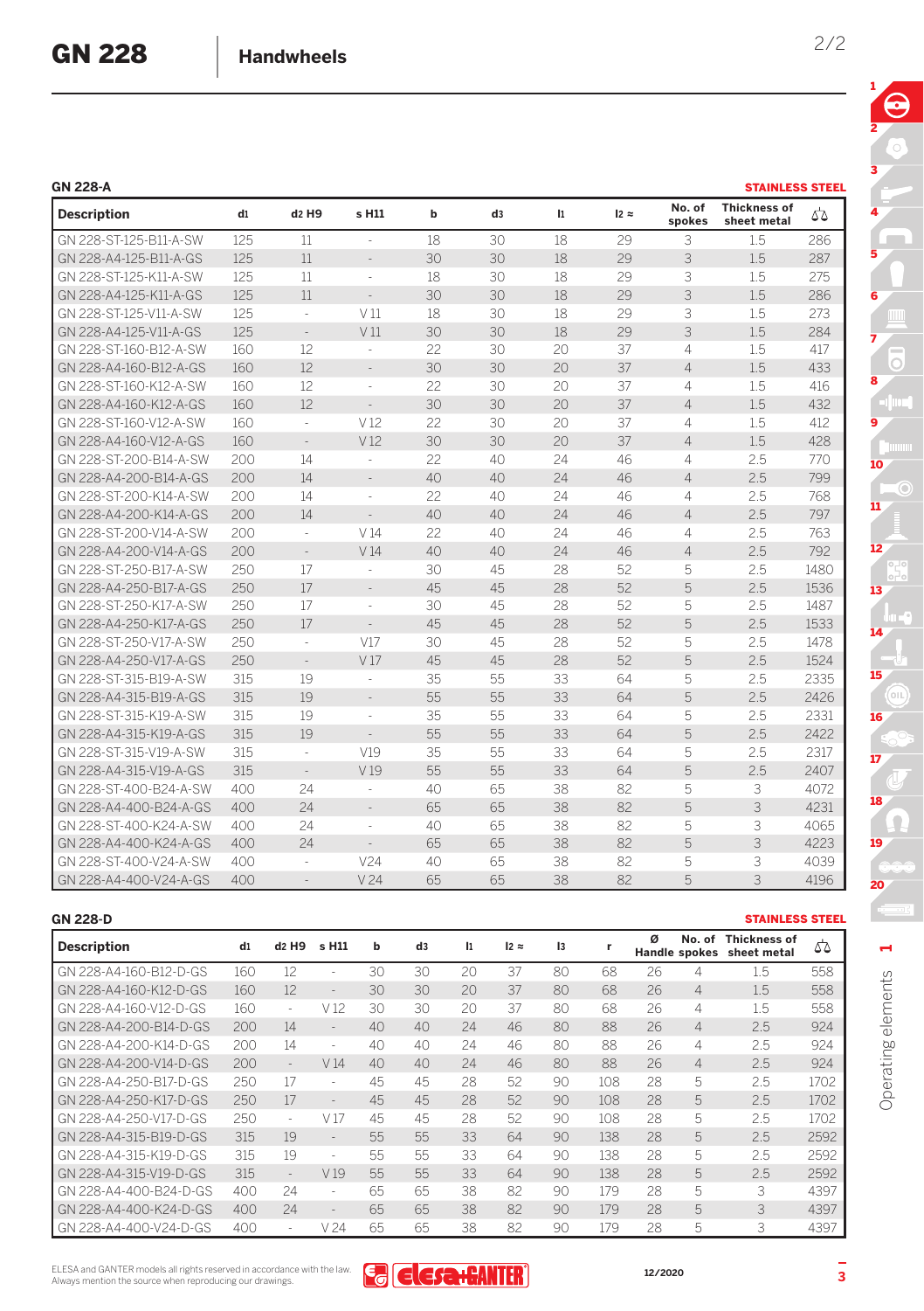# GN 228 Handwheels

## GN 228-A

STAINLESS STEEL

| Description | $d_1$ | $d_2$ H9 | s H11 | b | $d_3$ | $l_1$ | $l_2 \approx$ | No. of spokes | Thickness of sheet metal | ⚖ |
|---|---|---|---|---|---|---|---|---|---|---|
| GN 228-ST-125-B11-A-SW | 125 | 11 | - | 18 | 30 | 18 | 29 | 3 | 1.5 | 286 |
| GN 228-A4-125-B11-A-GS | 125 | 11 | - | 30 | 30 | 18 | 29 | 3 | 1.5 | 287 |
| GN 228-ST-125-K11-A-SW | 125 | 11 | - | 18 | 30 | 18 | 29 | 3 | 1.5 | 275 |
| GN 228-A4-125-K11-A-GS | 125 | 11 | - | 30 | 30 | 18 | 29 | 3 | 1.5 | 286 |
| GN 228-ST-125-V11-A-SW | 125 | - | V 11 | 18 | 30 | 18 | 29 | 3 | 1.5 | 273 |
| GN 228-A4-125-V11-A-GS | 125 | - | V 11 | 30 | 30 | 18 | 29 | 3 | 1.5 | 284 |
| GN 228-ST-160-B12-A-SW | 160 | 12 | - | 22 | 30 | 20 | 37 | 4 | 1.5 | 417 |
| GN 228-A4-160-B12-A-GS | 160 | 12 | - | 30 | 30 | 20 | 37 | 4 | 1.5 | 433 |
| GN 228-ST-160-K12-A-SW | 160 | 12 | - | 22 | 30 | 20 | 37 | 4 | 1.5 | 416 |
| GN 228-A4-160-K12-A-GS | 160 | 12 | - | 30 | 30 | 20 | 37 | 4 | 1.5 | 432 |
| GN 228-ST-160-V12-A-SW | 160 | - | V 12 | 22 | 30 | 20 | 37 | 4 | 1.5 | 412 |
| GN 228-A4-160-V12-A-GS | 160 | - | V 12 | 30 | 30 | 20 | 37 | 4 | 1.5 | 428 |
| GN 228-ST-200-B14-A-SW | 200 | 14 | - | 22 | 40 | 24 | 46 | 4 | 2.5 | 770 |
| GN 228-A4-200-B14-A-GS | 200 | 14 | - | 40 | 40 | 24 | 46 | 4 | 2.5 | 799 |
| GN 228-ST-200-K14-A-SW | 200 | 14 | - | 22 | 40 | 24 | 46 | 4 | 2.5 | 768 |
| GN 228-A4-200-K14-A-GS | 200 | 14 | - | 40 | 40 | 24 | 46 | 4 | 2.5 | 797 |
| GN 228-ST-200-V14-A-SW | 200 | - | V 14 | 22 | 40 | 24 | 46 | 4 | 2.5 | 763 |
| GN 228-A4-200-V14-A-GS | 200 | - | V 14 | 40 | 40 | 24 | 46 | 4 | 2.5 | 792 |
| GN 228-ST-250-B17-A-SW | 250 | 17 | - | 30 | 45 | 28 | 52 | 5 | 2.5 | 1480 |
| GN 228-A4-250-B17-A-GS | 250 | 17 | - | 45 | 45 | 28 | 52 | 5 | 2.5 | 1536 |
| GN 228-ST-250-K17-A-SW | 250 | 17 | - | 30 | 45 | 28 | 52 | 5 | 2.5 | 1487 |
| GN 228-A4-250-K17-A-GS | 250 | 17 | - | 45 | 45 | 28 | 52 | 5 | 2.5 | 1533 |
| GN 228-ST-250-V17-A-SW | 250 | - | V17 | 30 | 45 | 28 | 52 | 5 | 2.5 | 1478 |
| GN 228-A4-250-V17-A-GS | 250 | - | V 17 | 45 | 45 | 28 | 52 | 5 | 2.5 | 1524 |
| GN 228-ST-315-B19-A-SW | 315 | 19 | - | 35 | 55 | 33 | 64 | 5 | 2.5 | 2335 |
| GN 228-A4-315-B19-A-GS | 315 | 19 | - | 55 | 55 | 33 | 64 | 5 | 2.5 | 2426 |
| GN 228-ST-315-K19-A-SW | 315 | 19 | - | 35 | 55 | 33 | 64 | 5 | 2.5 | 2331 |
| GN 228-A4-315-K19-A-GS | 315 | 19 | - | 55 | 55 | 33 | 64 | 5 | 2.5 | 2422 |
| GN 228-ST-315-V19-A-SW | 315 | - | V19 | 35 | 55 | 33 | 64 | 5 | 2.5 | 2317 |
| GN 228-A4-315-V19-A-GS | 315 | - | V 19 | 55 | 55 | 33 | 64 | 5 | 2.5 | 2407 |
| GN 228-ST-400-B24-A-SW | 400 | 24 | - | 40 | 65 | 38 | 82 | 5 | 3 | 4072 |
| GN 228-A4-400-B24-A-GS | 400 | 24 | - | 65 | 65 | 38 | 82 | 5 | 3 | 4231 |
| GN 228-ST-400-K24-A-SW | 400 | 24 | - | 40 | 65 | 38 | 82 | 5 | 3 | 4065 |
| GN 228-A4-400-K24-A-GS | 400 | 24 | - | 65 | 65 | 38 | 82 | 5 | 3 | 4223 |
| GN 228-ST-400-V24-A-SW | 400 | - | V24 | 40 | 65 | 38 | 82 | 5 | 3 | 4039 |
| GN 228-A4-400-V24-A-GS | 400 | - | V 24 | 65 | 65 | 38 | 82 | 5 | 3 | 4196 |

## GN 228-D

STAINLESS STEEL

| Description | $d_1$ | $d_2$ H9 | s H11 | b | $d_3$ | $l_1$ | $l_2 \approx$ | $l_3$ | r | Ø Handle | No. of spokes | Thickness of sheet metal | ⚖ |
|---|---|---|---|---|---|---|---|---|---|---|---|---|---|
| GN 228-A4-160-B12-D-GS | 160 | 12 | - | 30 | 30 | 20 | 37 | 80 | 68 | 26 | 4 | 1.5 | 558 |
| GN 228-A4-160-K12-D-GS | 160 | 12 | - | 30 | 30 | 20 | 37 | 80 | 68 | 26 | 4 | 1.5 | 558 |
| GN 228-A4-160-V12-D-GS | 160 | - | V 12 | 30 | 30 | 20 | 37 | 80 | 68 | 26 | 4 | 1.5 | 558 |
| GN 228-A4-200-B14-D-GS | 200 | 14 | - | 40 | 40 | 24 | 46 | 80 | 88 | 26 | 4 | 2.5 | 924 |
| GN 228-A4-200-K14-D-GS | 200 | 14 | - | 40 | 40 | 24 | 46 | 80 | 88 | 26 | 4 | 2.5 | 924 |
| GN 228-A4-200-V14-D-GS | 200 | - | V 14 | 40 | 40 | 24 | 46 | 80 | 88 | 26 | 4 | 2.5 | 924 |
| GN 228-A4-250-B17-D-GS | 250 | 17 | - | 45 | 45 | 28 | 52 | 90 | 108 | 28 | 5 | 2.5 | 1702 |
| GN 228-A4-250-K17-D-GS | 250 | 17 | - | 45 | 45 | 28 | 52 | 90 | 108 | 28 | 5 | 2.5 | 1702 |
| GN 228-A4-250-V17-D-GS | 250 | - | V 17 | 45 | 45 | 28 | 52 | 90 | 108 | 28 | 5 | 2.5 | 1702 |
| GN 228-A4-315-B19-D-GS | 315 | 19 | - | 55 | 55 | 33 | 64 | 90 | 138 | 28 | 5 | 2.5 | 2592 |
| GN 228-A4-315-K19-D-GS | 315 | 19 | - | 55 | 55 | 33 | 64 | 90 | 138 | 28 | 5 | 2.5 | 2592 |
| GN 228-A4-315-V19-D-GS | 315 | - | V 19 | 55 | 55 | 33 | 64 | 90 | 138 | 28 | 5 | 2.5 | 2592 |
| GN 228-A4-400-B24-D-GS | 400 | 24 | - | 65 | 65 | 38 | 82 | 90 | 179 | 28 | 5 | 3 | 4397 |
| GN 228-A4-400-K24-D-GS | 400 | 24 | - | 65 | 65 | 38 | 82 | 90 | 179 | 28 | 5 | 3 | 4397 |
| GN 228-A4-400-V24-D-GS | 400 | - | V 24 | 65 | 65 | 38 | 82 | 90 | 179 | 28 | 5 | 3 | 4397 |

ELESA and GANTER models all rights reserved in accordance with the law. Always mention the source when reproducing our drawings.

12/2020